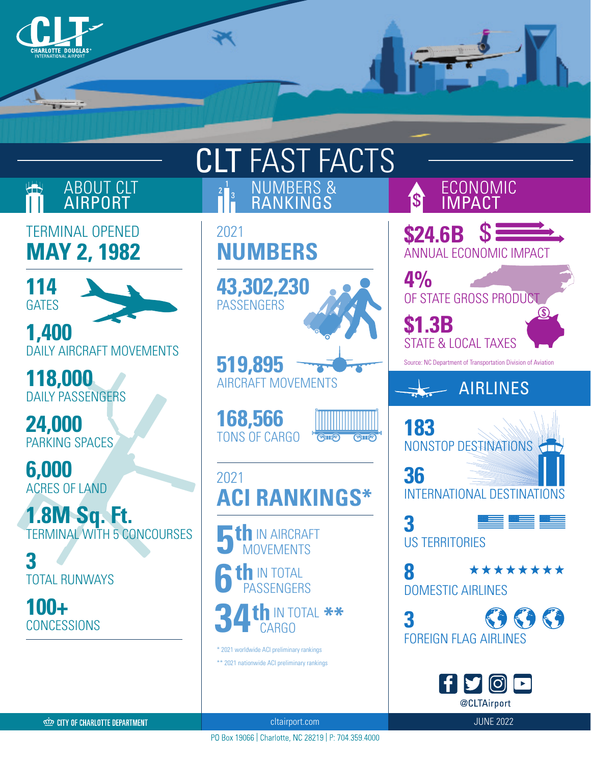# CLT FAST FACTS

## ABOUT CLT AIRPORT

TERMINAL OPENED
**MAY 2, 1982**

**114**
GATES

**1,400**
DAILY AIRCRAFT MOVEMENTS

**118,000**
DAILY PASSENGERS

**24,000**
PARKING SPACES

**6,000**
ACRES OF LAND

**1.8M Sq. Ft.**
TERMINAL WITH 5 CONCOURSES

**3**
TOTAL RUNWAYS

**100+**
CONCESSIONS

## NUMBERS & RANKINGS

### 2021 NUMBERS

**43,302,230**
PASSENGERS

**519,895**
AIRCRAFT MOVEMENTS

**168,566**
TONS OF CARGO

### 2021 ACI RANKINGS*

**5th** IN AIRCRAFT MOVEMENTS

**6th** IN TOTAL PASSENGERS

**34th** IN TOTAL CARGO **

\* 2021 worldwide ACI preliminary rankings

\*\* 2021 nationwide ACI preliminary rankings

## ECONOMIC IMPACT

**$24.6B**
ANNUAL ECONOMIC IMPACT

**4%**
OF STATE GROSS PRODUCT

**$1.3B**
STATE & LOCAL TAXES

Source: NC Department of Transportation Division of Aviation

## AIRLINES

**183**
NONSTOP DESTINATIONS

**36**
INTERNATIONAL DESTINATIONS

**3**
US TERRITORIES

**8**
DOMESTIC AIRLINES

**3**
FOREIGN FLAG AIRLINES

@CLTAirport

CITY OF CHARLOTTE DEPARTMENT | cltairport.com | JUNE 2022

PO Box 19066 | Charlotte, NC 28219 | P: 704.359.4000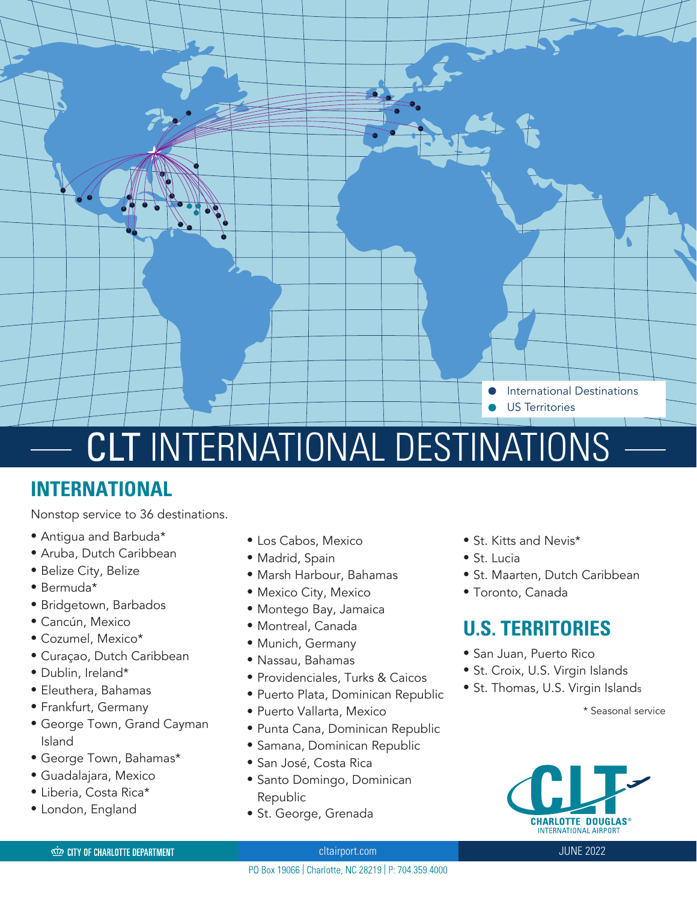International Destinations
US Territories

# CLT INTERNATIONAL DESTINATIONS

## INTERNATIONAL

Nonstop service to 36 destinations.

- Antigua and Barbuda*
- Aruba, Dutch Caribbean
- Belize City, Belize
- Bermuda*
- Bridgetown, Barbados
- Cancún, Mexico
- Cozumel, Mexico*
- Curaçao, Dutch Caribbean
- Dublin, Ireland*
- Eleuthera, Bahamas
- Frankfurt, Germany
- George Town, Grand Cayman Island
- George Town, Bahamas*
- Guadalajara, Mexico
- Liberia, Costa Rica*
- London, England
- Los Cabos, Mexico
- Madrid, Spain
- Marsh Harbour, Bahamas
- Mexico City, Mexico
- Montego Bay, Jamaica
- Montreal, Canada
- Munich, Germany
- Nassau, Bahamas
- Providenciales, Turks & Caicos
- Puerto Plata, Dominican Republic
- Puerto Vallarta, Mexico
- Punta Cana, Dominican Republic
- Samana, Dominican Republic
- San José, Costa Rica
- Santo Domingo, Dominican Republic
- St. George, Grenada
- St. Kitts and Nevis*
- St. Lucia
- St. Maarten, Dutch Caribbean
- Toronto, Canada

## U.S. TERRITORIES

- San Juan, Puerto Rico
- St. Croix, U.S. Virgin Islands
- St. Thomas, U.S. Virgin Islands

\* Seasonal service

CLT CHARLOTTE DOUGLAS® INTERNATIONAL AIRPORT

CITY OF CHARLOTTE DEPARTMENT | cltairport.com | JUNE 2022

PO Box 19066 | Charlotte, NC 28219 | P: 704.359.4000